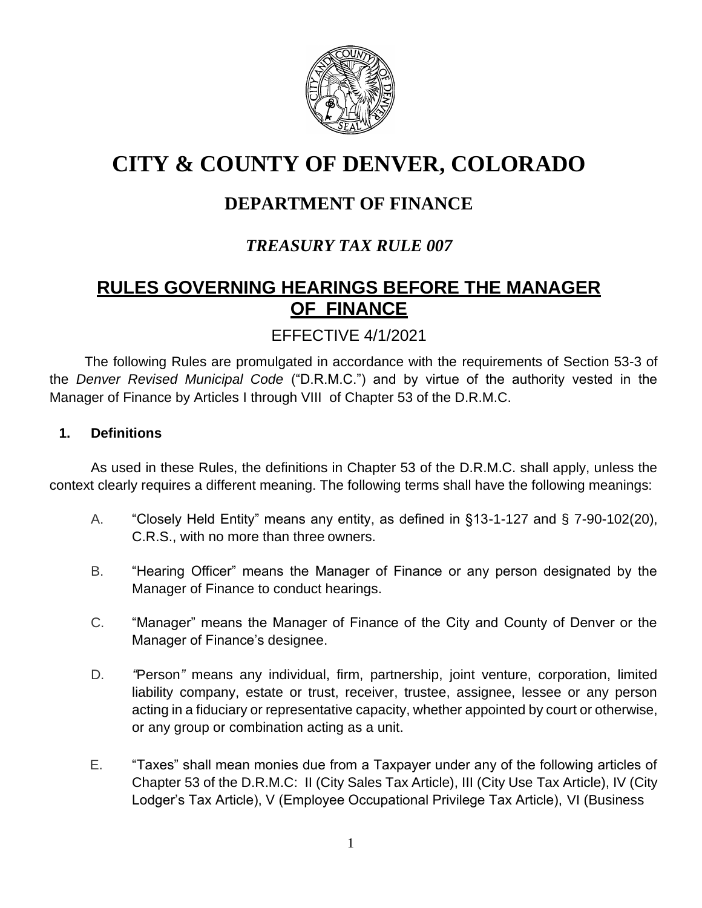# CITY & COUNTY OF DENVER, COLORADO

## DEPARTMENT OF FINANCE

### *TREASURY TAX RULE 007*

## RULES GOVERNING HEARINGS BEFORE THE MANAGER OF FINANCE

EFFECTIVE 4/1/2021

The following Rules are promulgated in accordance with the requirements of Section 53-3 of the *Denver Revised Municipal Code* ("D.R.M.C.") and by virtue of the authority vested in the Manager of Finance by Articles I through VIII of Chapter 53 of the D.R.M.C.

**1. Definitions**

As used in these Rules, the definitions in Chapter 53 of the D.R.M.C. shall apply, unless the context clearly requires a different meaning. The following terms shall have the following meanings:

A. "Closely Held Entity" means any entity, as defined in §13-1-127 and § 7-90-102(20), C.R.S., with no more than three owners.

B. "Hearing Officer" means the Manager of Finance or any person designated by the Manager of Finance to conduct hearings.

C. "Manager" means the Manager of Finance of the City and County of Denver or the Manager of Finance's designee.

D. "Person" means any individual, firm, partnership, joint venture, corporation, limited liability company, estate or trust, receiver, trustee, assignee, lessee or any person acting in a fiduciary or representative capacity, whether appointed by court or otherwise, or any group or combination acting as a unit.

E. "Taxes" shall mean monies due from a Taxpayer under any of the following articles of Chapter 53 of the D.R.M.C: II (City Sales Tax Article), III (City Use Tax Article), IV (City Lodger's Tax Article), V (Employee Occupational Privilege Tax Article), VI (Business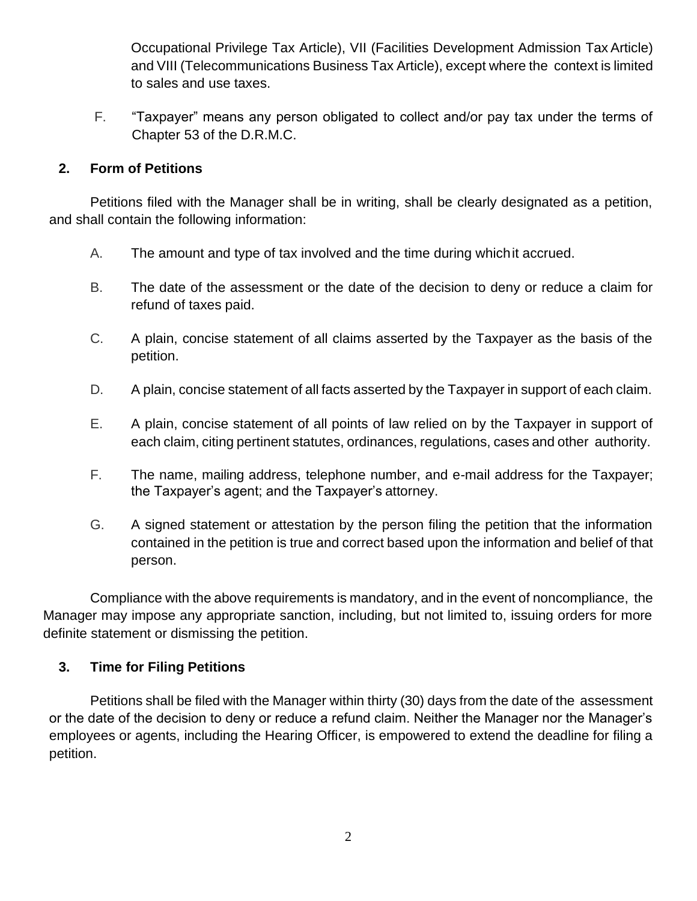Occupational Privilege Tax Article), VII (Facilities Development Admission Tax Article) and VIII (Telecommunications Business Tax Article), except where the context is limited to sales and use taxes.

F. "Taxpayer" means any person obligated to collect and/or pay tax under the terms of Chapter 53 of the D.R.M.C.

## 2. Form of Petitions

Petitions filed with the Manager shall be in writing, shall be clearly designated as a petition, and shall contain the following information:

A. The amount and type of tax involved and the time during which it accrued.

B. The date of the assessment or the date of the decision to deny or reduce a claim for refund of taxes paid.

C. A plain, concise statement of all claims asserted by the Taxpayer as the basis of the petition.

D. A plain, concise statement of all facts asserted by the Taxpayer in support of each claim.

E. A plain, concise statement of all points of law relied on by the Taxpayer in support of each claim, citing pertinent statutes, ordinances, regulations, cases and other authority.

F. The name, mailing address, telephone number, and e-mail address for the Taxpayer; the Taxpayer's agent; and the Taxpayer's attorney.

G. A signed statement or attestation by the person filing the petition that the information contained in the petition is true and correct based upon the information and belief of that person.

Compliance with the above requirements is mandatory, and in the event of noncompliance, the Manager may impose any appropriate sanction, including, but not limited to, issuing orders for more definite statement or dismissing the petition.

## 3. Time for Filing Petitions

Petitions shall be filed with the Manager within thirty (30) days from the date of the assessment or the date of the decision to deny or reduce a refund claim. Neither the Manager nor the Manager's employees or agents, including the Hearing Officer, is empowered to extend the deadline for filing a petition.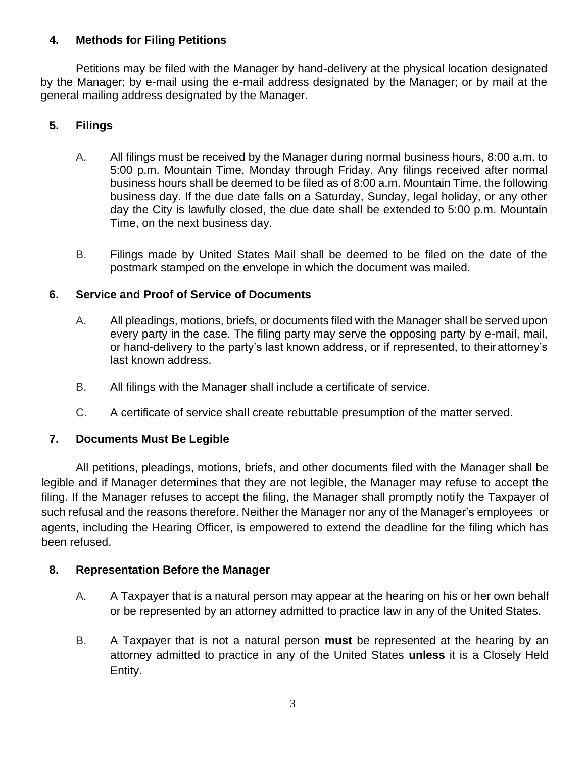## 4. Methods for Filing Petitions

Petitions may be filed with the Manager by hand-delivery at the physical location designated by the Manager; by e-mail using the e-mail address designated by the Manager; or by mail at the general mailing address designated by the Manager.

## 5. Filings

A. All filings must be received by the Manager during normal business hours, 8:00 a.m. to 5:00 p.m. Mountain Time, Monday through Friday. Any filings received after normal business hours shall be deemed to be filed as of 8:00 a.m. Mountain Time, the following business day. If the due date falls on a Saturday, Sunday, legal holiday, or any other day the City is lawfully closed, the due date shall be extended to 5:00 p.m. Mountain Time, on the next business day.

B. Filings made by United States Mail shall be deemed to be filed on the date of the postmark stamped on the envelope in which the document was mailed.

## 6. Service and Proof of Service of Documents

A. All pleadings, motions, briefs, or documents filed with the Manager shall be served upon every party in the case. The filing party may serve the opposing party by e-mail, mail, or hand-delivery to the party's last known address, or if represented, to their attorney's last known address.

B. All filings with the Manager shall include a certificate of service.

C. A certificate of service shall create rebuttable presumption of the matter served.

## 7. Documents Must Be Legible

All petitions, pleadings, motions, briefs, and other documents filed with the Manager shall be legible and if Manager determines that they are not legible, the Manager may refuse to accept the filing. If the Manager refuses to accept the filing, the Manager shall promptly notify the Taxpayer of such refusal and the reasons therefore. Neither the Manager nor any of the Manager's employees or agents, including the Hearing Officer, is empowered to extend the deadline for the filing which has been refused.

## 8. Representation Before the Manager

A. A Taxpayer that is a natural person may appear at the hearing on his or her own behalf or be represented by an attorney admitted to practice law in any of the United States.

B. A Taxpayer that is not a natural person **must** be represented at the hearing by an attorney admitted to practice in any of the United States **unless** it is a Closely Held Entity.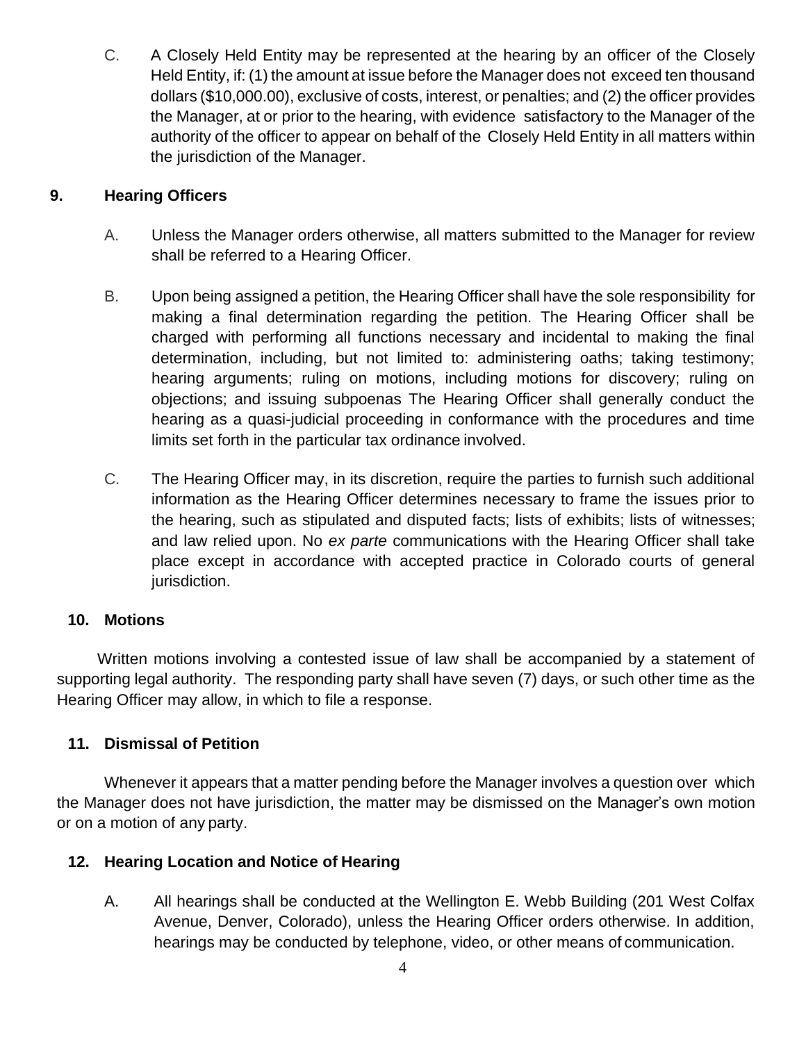C. A Closely Held Entity may be represented at the hearing by an officer of the Closely Held Entity, if: (1) the amount at issue before the Manager does not exceed ten thousand dollars ($10,000.00), exclusive of costs, interest, or penalties; and (2) the officer provides the Manager, at or prior to the hearing, with evidence satisfactory to the Manager of the authority of the officer to appear on behalf of the Closely Held Entity in all matters within the jurisdiction of the Manager.

## 9. Hearing Officers

A. Unless the Manager orders otherwise, all matters submitted to the Manager for review shall be referred to a Hearing Officer.

B. Upon being assigned a petition, the Hearing Officer shall have the sole responsibility for making a final determination regarding the petition. The Hearing Officer shall be charged with performing all functions necessary and incidental to making the final determination, including, but not limited to: administering oaths; taking testimony; hearing arguments; ruling on motions, including motions for discovery; ruling on objections; and issuing subpoenas The Hearing Officer shall generally conduct the hearing as a quasi-judicial proceeding in conformance with the procedures and time limits set forth in the particular tax ordinance involved.

C. The Hearing Officer may, in its discretion, require the parties to furnish such additional information as the Hearing Officer determines necessary to frame the issues prior to the hearing, such as stipulated and disputed facts; lists of exhibits; lists of witnesses; and law relied upon. No *ex parte* communications with the Hearing Officer shall take place except in accordance with accepted practice in Colorado courts of general jurisdiction.

## 10. Motions

Written motions involving a contested issue of law shall be accompanied by a statement of supporting legal authority. The responding party shall have seven (7) days, or such other time as the Hearing Officer may allow, in which to file a response.

## 11. Dismissal of Petition

Whenever it appears that a matter pending before the Manager involves a question over which the Manager does not have jurisdiction, the matter may be dismissed on the Manager's own motion or on a motion of any party.

## 12. Hearing Location and Notice of Hearing

A. All hearings shall be conducted at the Wellington E. Webb Building (201 West Colfax Avenue, Denver, Colorado), unless the Hearing Officer orders otherwise. In addition, hearings may be conducted by telephone, video, or other means of communication.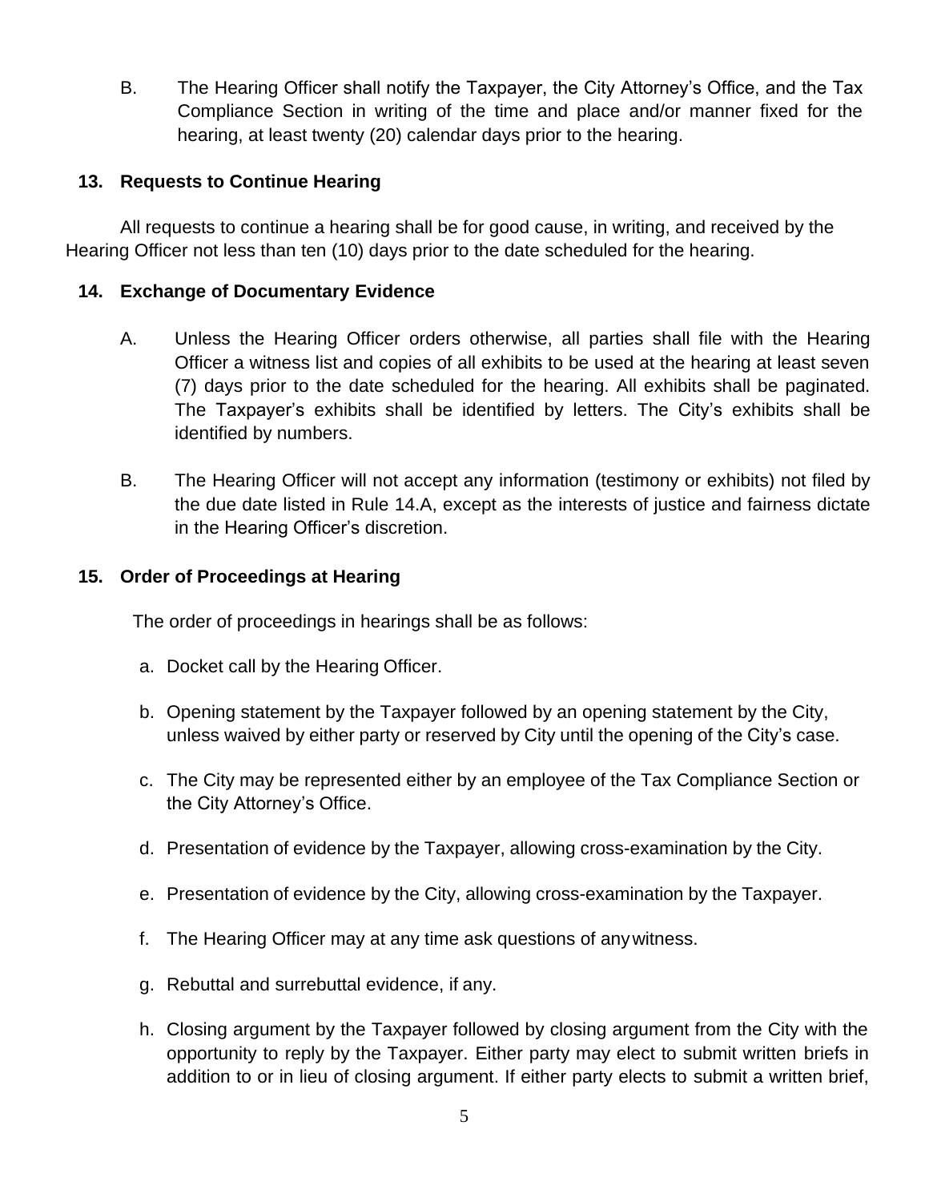B. The Hearing Officer shall notify the Taxpayer, the City Attorney's Office, and the Tax Compliance Section in writing of the time and place and/or manner fixed for the hearing, at least twenty (20) calendar days prior to the hearing.

### 13. Requests to Continue Hearing

All requests to continue a hearing shall be for good cause, in writing, and received by the Hearing Officer not less than ten (10) days prior to the date scheduled for the hearing.

### 14. Exchange of Documentary Evidence

A. Unless the Hearing Officer orders otherwise, all parties shall file with the Hearing Officer a witness list and copies of all exhibits to be used at the hearing at least seven (7) days prior to the date scheduled for the hearing. All exhibits shall be paginated. The Taxpayer's exhibits shall be identified by letters. The City's exhibits shall be identified by numbers.

B. The Hearing Officer will not accept any information (testimony or exhibits) not filed by the due date listed in Rule 14.A, except as the interests of justice and fairness dictate in the Hearing Officer's discretion.

### 15. Order of Proceedings at Hearing

The order of proceedings in hearings shall be as follows:

a. Docket call by the Hearing Officer.

b. Opening statement by the Taxpayer followed by an opening statement by the City, unless waived by either party or reserved by City until the opening of the City's case.

c. The City may be represented either by an employee of the Tax Compliance Section or the City Attorney's Office.

d. Presentation of evidence by the Taxpayer, allowing cross-examination by the City.

e. Presentation of evidence by the City, allowing cross-examination by the Taxpayer.

f. The Hearing Officer may at any time ask questions of any witness.

g. Rebuttal and surrebuttal evidence, if any.

h. Closing argument by the Taxpayer followed by closing argument from the City with the opportunity to reply by the Taxpayer. Either party may elect to submit written briefs in addition to or in lieu of closing argument. If either party elects to submit a written brief,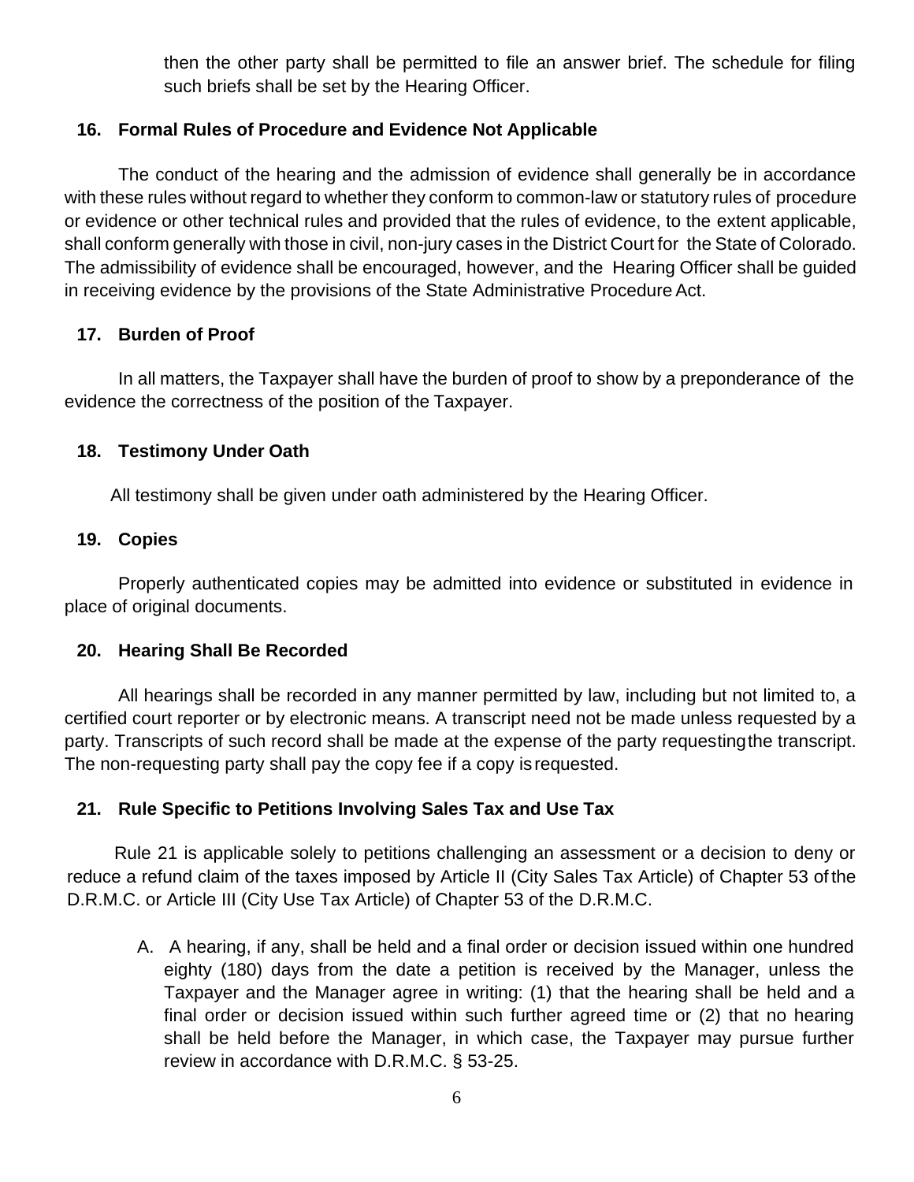then the other party shall be permitted to file an answer brief. The schedule for filing such briefs shall be set by the Hearing Officer.

## 16. Formal Rules of Procedure and Evidence Not Applicable

The conduct of the hearing and the admission of evidence shall generally be in accordance with these rules without regard to whether they conform to common-law or statutory rules of procedure or evidence or other technical rules and provided that the rules of evidence, to the extent applicable, shall conform generally with those in civil, non-jury cases in the District Court for the State of Colorado. The admissibility of evidence shall be encouraged, however, and the Hearing Officer shall be guided in receiving evidence by the provisions of the State Administrative Procedure Act.

## 17. Burden of Proof

In all matters, the Taxpayer shall have the burden of proof to show by a preponderance of the evidence the correctness of the position of the Taxpayer.

## 18. Testimony Under Oath

All testimony shall be given under oath administered by the Hearing Officer.

## 19. Copies

Properly authenticated copies may be admitted into evidence or substituted in evidence in place of original documents.

## 20. Hearing Shall Be Recorded

All hearings shall be recorded in any manner permitted by law, including but not limited to, a certified court reporter or by electronic means. A transcript need not be made unless requested by a party. Transcripts of such record shall be made at the expense of the party requesting the transcript. The non-requesting party shall pay the copy fee if a copy is requested.

## 21. Rule Specific to Petitions Involving Sales Tax and Use Tax

Rule 21 is applicable solely to petitions challenging an assessment or a decision to deny or reduce a refund claim of the taxes imposed by Article II (City Sales Tax Article) of Chapter 53 of the D.R.M.C. or Article III (City Use Tax Article) of Chapter 53 of the D.R.M.C.

A. A hearing, if any, shall be held and a final order or decision issued within one hundred eighty (180) days from the date a petition is received by the Manager, unless the Taxpayer and the Manager agree in writing: (1) that the hearing shall be held and a final order or decision issued within such further agreed time or (2) that no hearing shall be held before the Manager, in which case, the Taxpayer may pursue further review in accordance with D.R.M.C. § 53-25.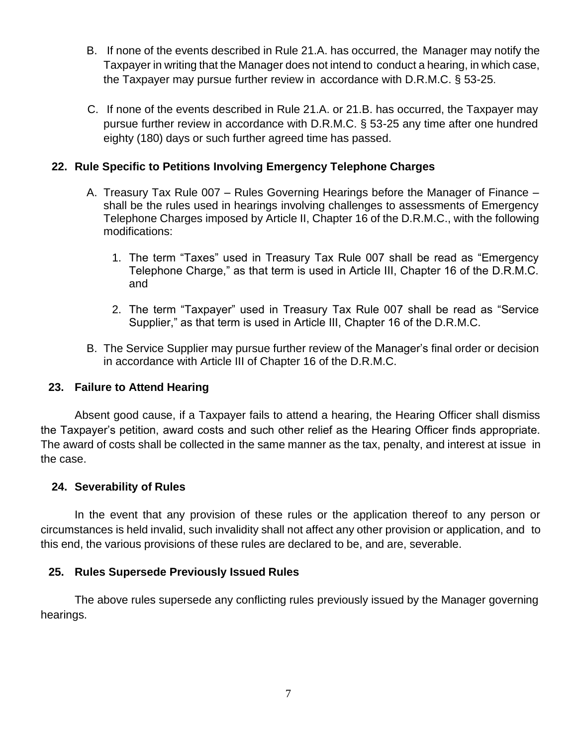B. If none of the events described in Rule 21.A. has occurred, the Manager may notify the Taxpayer in writing that the Manager does not intend to conduct a hearing, in which case, the Taxpayer may pursue further review in accordance with D.R.M.C. § 53-25.

C. If none of the events described in Rule 21.A. or 21.B. has occurred, the Taxpayer may pursue further review in accordance with D.R.M.C. § 53-25 any time after one hundred eighty (180) days or such further agreed time has passed.

## 22. Rule Specific to Petitions Involving Emergency Telephone Charges

A. Treasury Tax Rule 007 – Rules Governing Hearings before the Manager of Finance – shall be the rules used in hearings involving challenges to assessments of Emergency Telephone Charges imposed by Article II, Chapter 16 of the D.R.M.C., with the following modifications:

1. The term "Taxes" used in Treasury Tax Rule 007 shall be read as "Emergency Telephone Charge," as that term is used in Article III, Chapter 16 of the D.R.M.C. and

2. The term "Taxpayer" used in Treasury Tax Rule 007 shall be read as "Service Supplier," as that term is used in Article III, Chapter 16 of the D.R.M.C.

B. The Service Supplier may pursue further review of the Manager's final order or decision in accordance with Article III of Chapter 16 of the D.R.M.C.

## 23. Failure to Attend Hearing

Absent good cause, if a Taxpayer fails to attend a hearing, the Hearing Officer shall dismiss the Taxpayer's petition, award costs and such other relief as the Hearing Officer finds appropriate. The award of costs shall be collected in the same manner as the tax, penalty, and interest at issue in the case.

## 24. Severability of Rules

In the event that any provision of these rules or the application thereof to any person or circumstances is held invalid, such invalidity shall not affect any other provision or application, and to this end, the various provisions of these rules are declared to be, and are, severable.

## 25. Rules Supersede Previously Issued Rules

The above rules supersede any conflicting rules previously issued by the Manager governing hearings.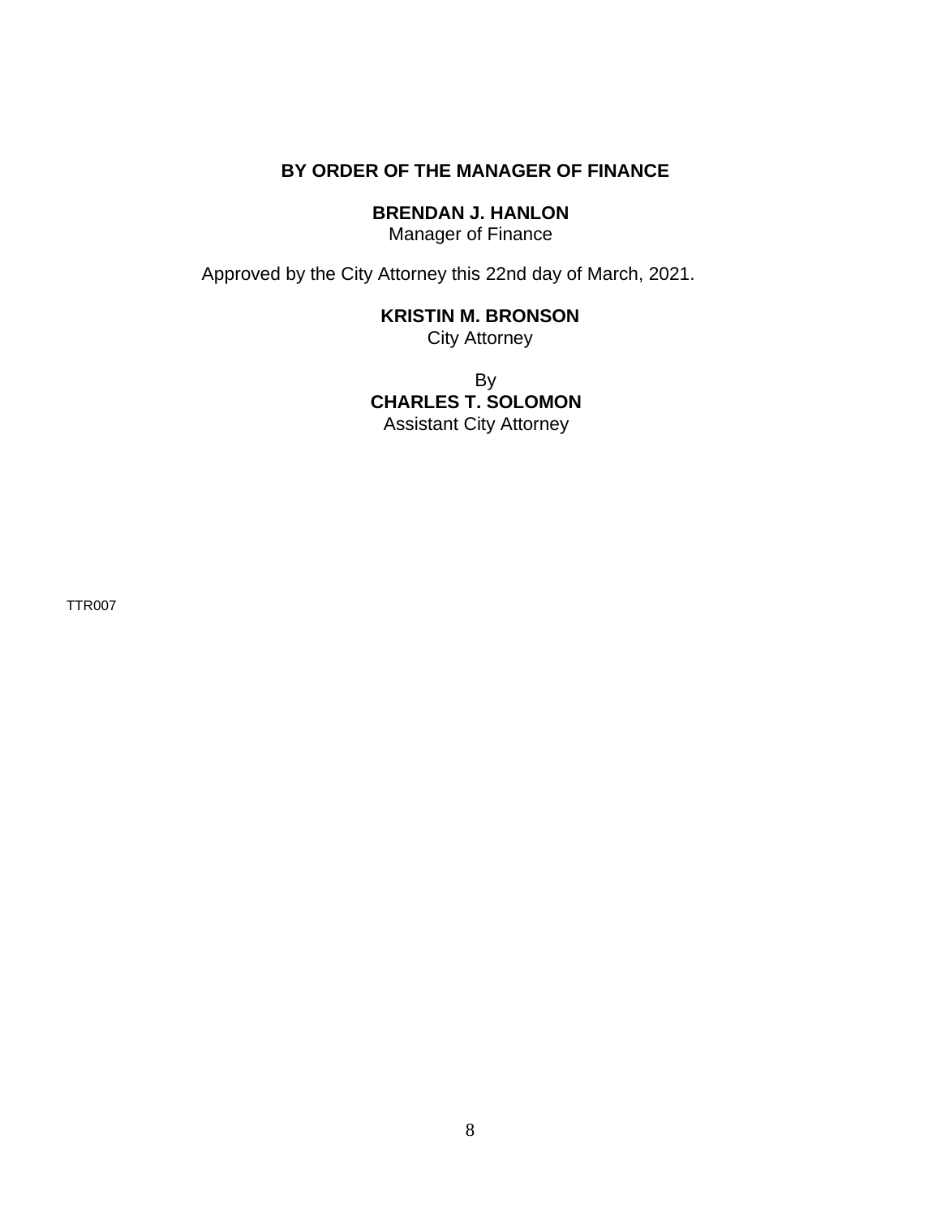**BY ORDER OF THE MANAGER OF FINANCE**

**BRENDAN J. HANLON**
Manager of Finance

Approved by the City Attorney this 22nd day of March, 2021.

**KRISTIN M. BRONSON**
City Attorney

By
**CHARLES T. SOLOMON**
Assistant City Attorney

TTR007